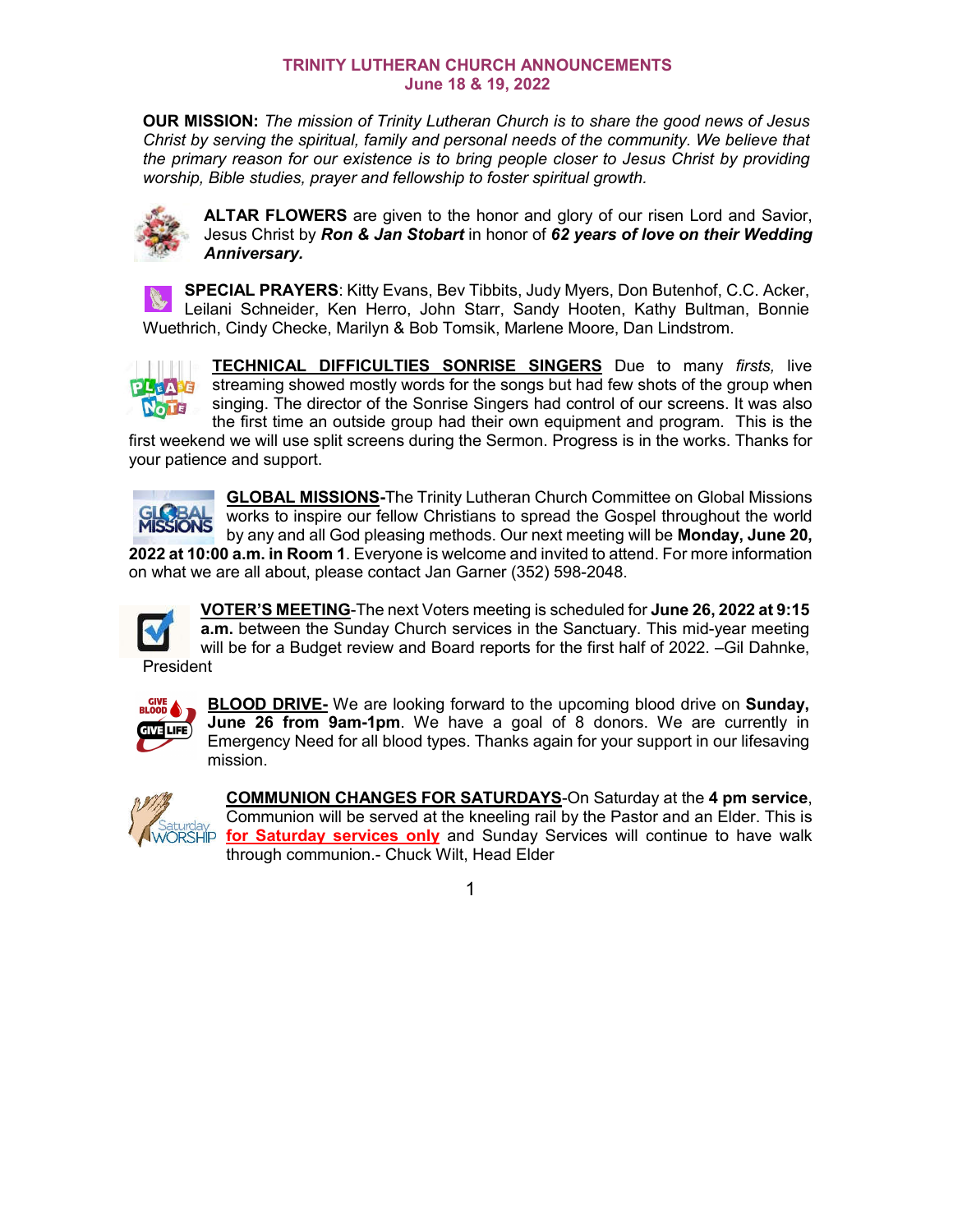# TRINITY LUTHERAN CHURCH ANNOUNCEMENTS
## June 18 & 19, 2022

**OUR MISSION:** *The mission of Trinity Lutheran Church is to share the good news of Jesus Christ by serving the spiritual, family and personal needs of the community. We believe that the primary reason for our existence is to bring people closer to Jesus Christ by providing worship, Bible studies, prayer and fellowship to foster spiritual growth.*

**ALTAR FLOWERS** are given to the honor and glory of our risen Lord and Savior, Jesus Christ by ***Ron & Jan Stobart*** in honor of ***62 years of love on their Wedding Anniversary.***

**SPECIAL PRAYERS**: Kitty Evans, Bev Tibbits, Judy Myers, Don Butenhof, C.C. Acker, Leilani Schneider, Ken Herro, John Starr, Sandy Hooten, Kathy Bultman, Bonnie Wuethrich, Cindy Checke, Marilyn & Bob Tomsik, Marlene Moore, Dan Lindstrom.

**TECHNICAL DIFFICULTIES SONRISE SINGERS** Due to many *firsts,* live streaming showed mostly words for the songs but had few shots of the group when singing. The director of the Sonrise Singers had control of our screens. It was also the first time an outside group had their own equipment and program. This is the first weekend we will use split screens during the Sermon. Progress is in the works. Thanks for your patience and support.

**GLOBAL MISSIONS**-The Trinity Lutheran Church Committee on Global Missions works to inspire our fellow Christians to spread the Gospel throughout the world by any and all God pleasing methods. Our next meeting will be **Monday, June 20, 2022 at 10:00 a.m. in Room 1**. Everyone is welcome and invited to attend. For more information on what we are all about, please contact Jan Garner (352) 598-2048.

**VOTER'S MEETING**-The next Voters meeting is scheduled for **June 26, 2022 at 9:15 a.m.** between the Sunday Church services in the Sanctuary. This mid-year meeting will be for a Budget review and Board reports for the first half of 2022. –Gil Dahnke, President

**BLOOD DRIVE-** We are looking forward to the upcoming blood drive on **Sunday, June 26 from 9am-1pm**. We have a goal of 8 donors. We are currently in Emergency Need for all blood types. Thanks again for your support in our lifesaving mission.

**COMMUNION CHANGES FOR SATURDAYS**-On Saturday at the **4 pm service**, Communion will be served at the kneeling rail by the Pastor and an Elder. This is **for Saturday services only** and Sunday Services will continue to have walk through communion.- Chuck Wilt, Head Elder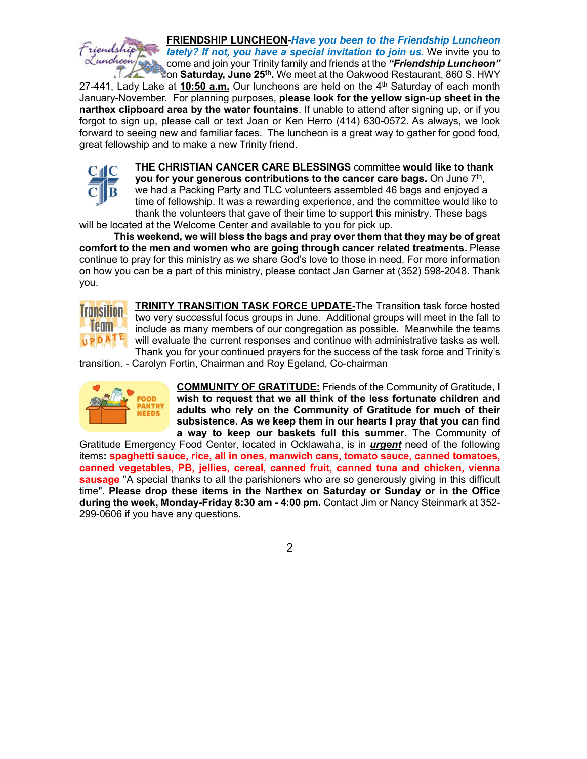**FRIENDSHIP LUNCHEON**-***Have you been to the Friendship Luncheon lately? If not, you have a special invitation to join us***. We invite you to come and join your Trinity family and friends at the ***"Friendship Luncheon"*** on **Saturday, June 25th.** We meet at the Oakwood Restaurant, 860 S. HWY 27-441, Lady Lake at **10:50 a.m.** Our luncheons are held on the 4th Saturday of each month January-November. For planning purposes, **please look for the yellow sign-up sheet in the narthex clipboard area by the water fountains**. If unable to attend after signing up, or if you forgot to sign up, please call or text Joan or Ken Herro (414) 630-0572. As always, we look forward to seeing new and familiar faces. The luncheon is a great way to gather for good food, great fellowship and to make a new Trinity friend.

**THE CHRISTIAN CANCER CARE BLESSINGS** committee **would like to thank you for your generous contributions to the cancer care bags.** On June 7th, we had a Packing Party and TLC volunteers assembled 46 bags and enjoyed a time of fellowship. It was a rewarding experience, and the committee would like to thank the volunteers that gave of their time to support this ministry. These bags will be located at the Welcome Center and available to you for pick up.

**This weekend, we will bless the bags and pray over them that they may be of great comfort to the men and women who are going through cancer related treatments.** Please continue to pray for this ministry as we share God's love to those in need. For more information on how you can be a part of this ministry, please contact Jan Garner at (352) 598-2048. Thank you.

**TRINITY TRANSITION TASK FORCE UPDATE**-The Transition task force hosted two very successful focus groups in June. Additional groups will meet in the fall to include as many members of our congregation as possible. Meanwhile the teams will evaluate the current responses and continue with administrative tasks as well. Thank you for your continued prayers for the success of the task force and Trinity's transition. - Carolyn Fortin, Chairman and Roy Egeland, Co-chairman

**COMMUNITY OF GRATITUDE:** Friends of the Community of Gratitude, **I wish to request that we all think of the less fortunate children and adults who rely on the Community of Gratitude for much of their subsistence. As we keep them in our hearts I pray that you can find a way to keep our baskets full this summer.** The Community of Gratitude Emergency Food Center, located in Ocklawaha, is in ***urgent*** need of the following items**: spaghetti sauce, rice, all in ones, manwich cans, tomato sauce, canned tomatoes, canned vegetables, PB, jellies, cereal, canned fruit, canned tuna and chicken, vienna sausage** "A special thanks to all the parishioners who are so generously giving in this difficult time". **Please drop these items in the Narthex on Saturday or Sunday or in the Office during the week, Monday-Friday 8:30 am - 4:00 pm.** Contact Jim or Nancy Steinmark at 352-299-0606 if you have any questions.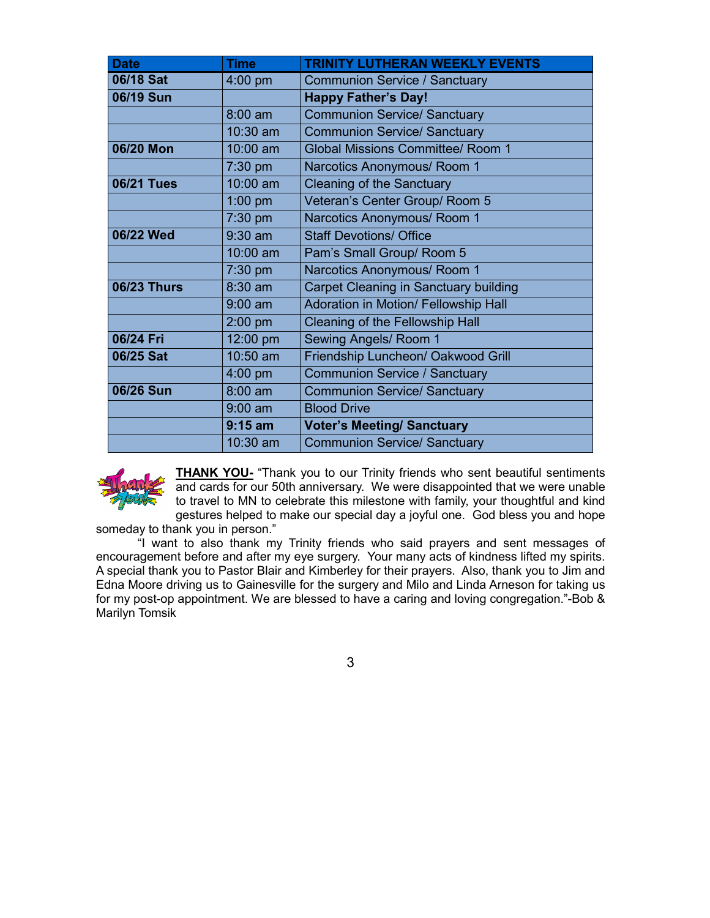| Date | Time | TRINITY LUTHERAN WEEKLY EVENTS |
|---|---|---|
| **06/18 Sat** | 4:00 pm | Communion Service / Sanctuary |
| **06/19 Sun** | | **Happy Father's Day!** |
| | 8:00 am | Communion Service/ Sanctuary |
| | 10:30 am | Communion Service/ Sanctuary |
| **06/20 Mon** | 10:00 am | Global Missions Committee/ Room 1 |
| | 7:30 pm | Narcotics Anonymous/ Room 1 |
| **06/21 Tues** | 10:00 am | Cleaning of the Sanctuary |
| | 1:00 pm | Veteran's Center Group/ Room 5 |
| | 7:30 pm | Narcotics Anonymous/ Room 1 |
| **06/22 Wed** | 9:30 am | Staff Devotions/ Office |
| | 10:00 am | Pam's Small Group/ Room 5 |
| | 7:30 pm | Narcotics Anonymous/ Room 1 |
| **06/23 Thurs** | 8:30 am | Carpet Cleaning in Sanctuary building |
| | 9:00 am | Adoration in Motion/ Fellowship Hall |
| | 2:00 pm | Cleaning of the Fellowship Hall |
| **06/24 Fri** | 12:00 pm | Sewing Angels/ Room 1 |
| **06/25 Sat** | 10:50 am | Friendship Luncheon/ Oakwood Grill |
| | 4:00 pm | Communion Service / Sanctuary |
| **06/26 Sun** | 8:00 am | Communion Service/ Sanctuary |
| | 9:00 am | Blood Drive |
| | **9:15 am** | **Voter's Meeting/ Sanctuary** |
| | 10:30 am | Communion Service/ Sanctuary |

**THANK YOU-** "Thank you to our Trinity friends who sent beautiful sentiments and cards for our 50th anniversary. We were disappointed that we were unable to travel to MN to celebrate this milestone with family, your thoughtful and kind gestures helped to make our special day a joyful one. God bless you and hope someday to thank you in person."

"I want to also thank my Trinity friends who said prayers and sent messages of encouragement before and after my eye surgery. Your many acts of kindness lifted my spirits. A special thank you to Pastor Blair and Kimberley for their prayers. Also, thank you to Jim and Edna Moore driving us to Gainesville for the surgery and Milo and Linda Arneson for taking us for my post-op appointment. We are blessed to have a caring and loving congregation."-Bob & Marilyn Tomsik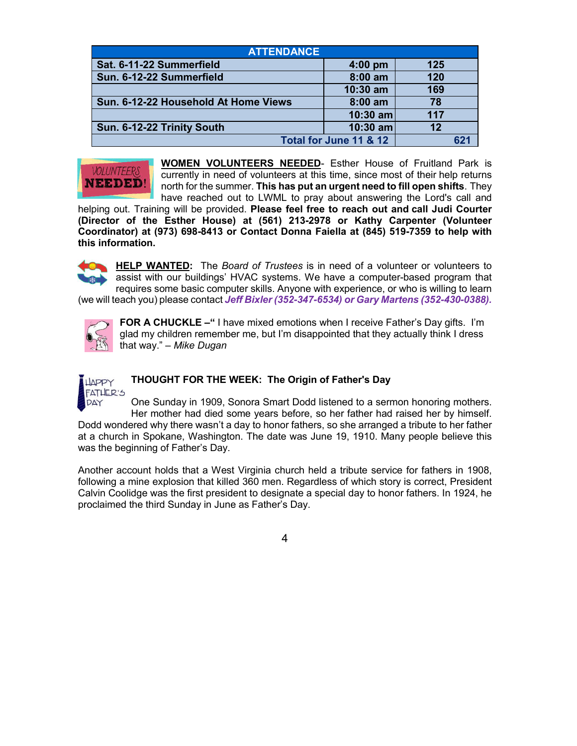| ATTENDANCE | | |
|---|---|---|
| Sat. 6-11-22 Summerfield | 4:00 pm | 125 |
| Sun. 6-12-22 Summerfield | 8:00 am | 120 |
| | 10:30 am | 169 |
| Sun. 6-12-22 Household At Home Views | 8:00 am | 78 |
| | 10:30 am | 117 |
| Sun. 6-12-22 Trinity South | 10:30 am | 12 |
| Total for June 11 & 12 | | 621 |

**WOMEN VOLUNTEERS NEEDED**- Esther House of Fruitland Park is currently in need of volunteers at this time, since most of their help returns north for the summer. **This has put an urgent need to fill open shifts**. They have reached out to LWML to pray about answering the Lord's call and helping out. Training will be provided. **Please feel free to reach out and call Judi Courter (Director of the Esther House) at (561) 213-2978 or Kathy Carpenter (Volunteer Coordinator) at (973) 698-8413 or Contact Donna Faiella at (845) 519-7359 to help with this information.**

**HELP WANTED:** The *Board of Trustees* is in need of a volunteer or volunteers to assist with our buildings' HVAC systems. We have a computer-based program that requires some basic computer skills. Anyone with experience, or who is willing to learn (we will teach you) please contact ***Jeff Bixler (352-347-6534) or Gary Martens (352-430-0388).***

**FOR A CHUCKLE –"** I have mixed emotions when I receive Father's Day gifts. I'm glad my children remember me, but I'm disappointed that they actually think I dress that way." – *Mike Dugan*

**THOUGHT FOR THE WEEK: The Origin of Father's Day**

One Sunday in 1909, Sonora Smart Dodd listened to a sermon honoring mothers. Her mother had died some years before, so her father had raised her by himself. Dodd wondered why there wasn't a day to honor fathers, so she arranged a tribute to her father at a church in Spokane, Washington. The date was June 19, 1910. Many people believe this was the beginning of Father's Day.

Another account holds that a West Virginia church held a tribute service for fathers in 1908, following a mine explosion that killed 360 men. Regardless of which story is correct, President Calvin Coolidge was the first president to designate a special day to honor fathers. In 1924, he proclaimed the third Sunday in June as Father's Day.